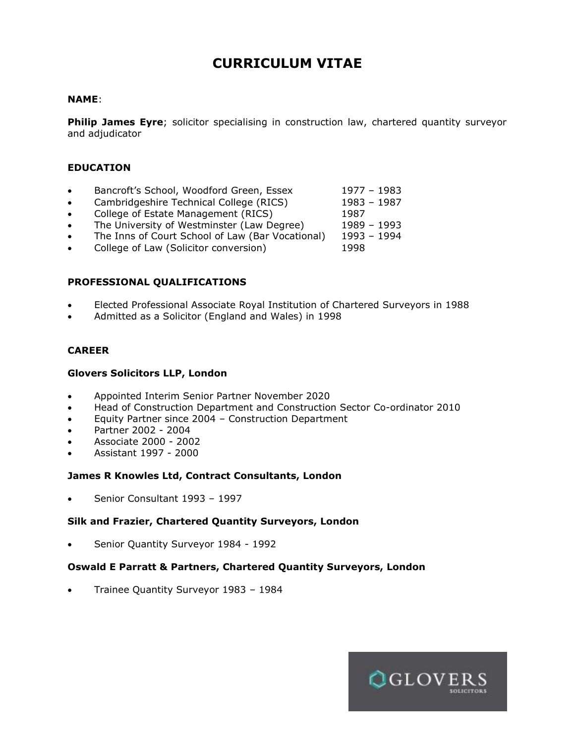# CURRICULUM VITAE

**NAME**:

**Philip James Eyre**; solicitor specialising in construction law, chartered quantity surveyor and adjudicator

## EDUCATION

- Bancroft's School, Woodford Green, Essex — 1977 – 1983
- Cambridgeshire Technical College (RICS) — 1983 – 1987
- College of Estate Management (RICS) — 1987
- The University of Westminster (Law Degree) — 1989 – 1993
- The Inns of Court School of Law (Bar Vocational) — 1993 – 1994
- College of Law (Solicitor conversion) — 1998

## PROFESSIONAL QUALIFICATIONS

- Elected Professional Associate Royal Institution of Chartered Surveyors in 1988
- Admitted as a Solicitor (England and Wales) in 1998

## CAREER

### Glovers Solicitors LLP, London

- Appointed Interim Senior Partner November 2020
- Head of Construction Department and Construction Sector Co-ordinator 2010
- Equity Partner since 2004 – Construction Department
- Partner 2002 - 2004
- Associate 2000 - 2002
- Assistant 1997 - 2000

### James R Knowles Ltd, Contract Consultants, London

- Senior Consultant 1993 – 1997

### Silk and Frazier, Chartered Quantity Surveyors, London

- Senior Quantity Surveyor 1984 - 1992

### Oswald E Parratt & Partners, Chartered Quantity Surveyors, London

- Trainee Quantity Surveyor 1983 – 1984

GLOVERS SOLICITORS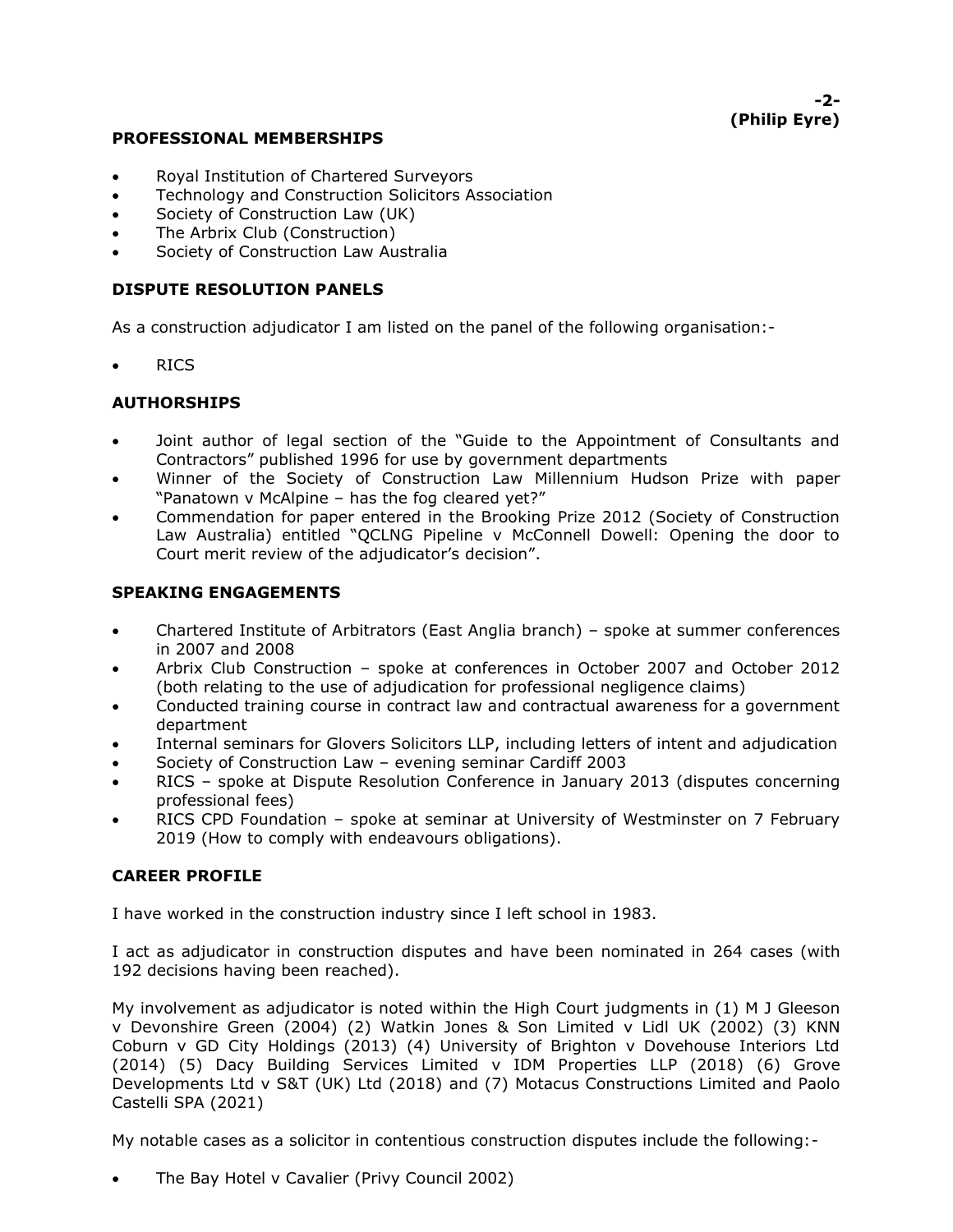## PROFESSIONAL MEMBERSHIPS

- Royal Institution of Chartered Surveyors
- Technology and Construction Solicitors Association
- Society of Construction Law (UK)
- The Arbrix Club (Construction)
- Society of Construction Law Australia

## DISPUTE RESOLUTION PANELS

As a construction adjudicator I am listed on the panel of the following organisation:-

- RICS

## AUTHORSHIPS

- Joint author of legal section of the "Guide to the Appointment of Consultants and Contractors" published 1996 for use by government departments
- Winner of the Society of Construction Law Millennium Hudson Prize with paper "Panatown v McAlpine – has the fog cleared yet?"
- Commendation for paper entered in the Brooking Prize 2012 (Society of Construction Law Australia) entitled "QCLNG Pipeline v McConnell Dowell: Opening the door to Court merit review of the adjudicator's decision".

## SPEAKING ENGAGEMENTS

- Chartered Institute of Arbitrators (East Anglia branch) – spoke at summer conferences in 2007 and 2008
- Arbrix Club Construction – spoke at conferences in October 2007 and October 2012 (both relating to the use of adjudication for professional negligence claims)
- Conducted training course in contract law and contractual awareness for a government department
- Internal seminars for Glovers Solicitors LLP, including letters of intent and adjudication
- Society of Construction Law – evening seminar Cardiff 2003
- RICS – spoke at Dispute Resolution Conference in January 2013 (disputes concerning professional fees)
- RICS CPD Foundation – spoke at seminar at University of Westminster on 7 February 2019 (How to comply with endeavours obligations).

## CAREER PROFILE

I have worked in the construction industry since I left school in 1983.

I act as adjudicator in construction disputes and have been nominated in 264 cases (with 192 decisions having been reached).

My involvement as adjudicator is noted within the High Court judgments in (1) M J Gleeson v Devonshire Green (2004) (2) Watkin Jones & Son Limited v Lidl UK (2002) (3) KNN Coburn v GD City Holdings (2013) (4) University of Brighton v Dovehouse Interiors Ltd (2014) (5) Dacy Building Services Limited v IDM Properties LLP (2018) (6) Grove Developments Ltd v S&T (UK) Ltd (2018) and (7) Motacus Constructions Limited and Paolo Castelli SPA (2021)

My notable cases as a solicitor in contentious construction disputes include the following:-

- The Bay Hotel v Cavalier (Privy Council 2002)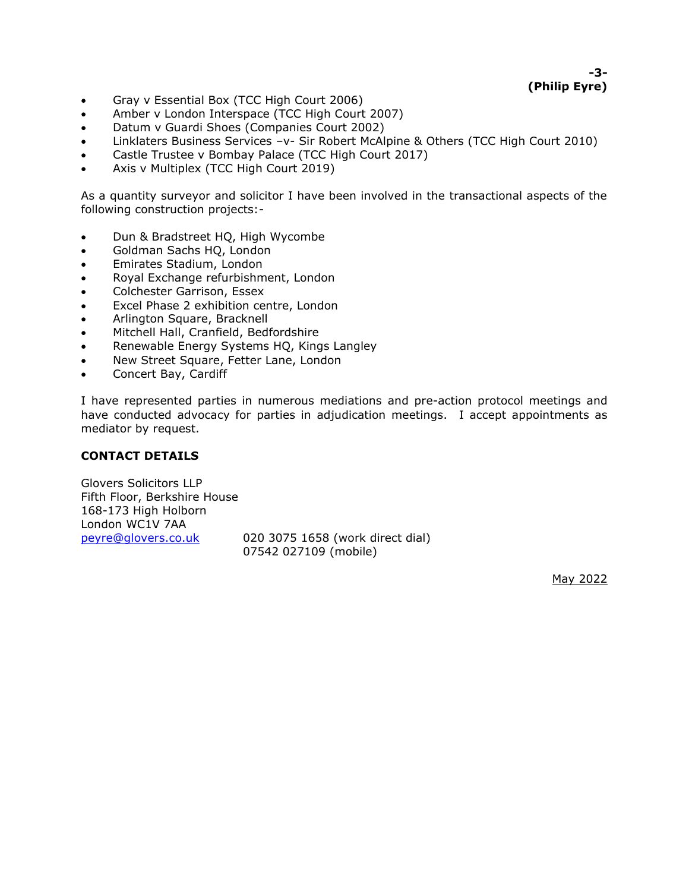- Gray v Essential Box (TCC High Court 2006)
- Amber v London Interspace (TCC High Court 2007)
- Datum v Guardi Shoes (Companies Court 2002)
- Linklaters Business Services –v- Sir Robert McAlpine & Others (TCC High Court 2010)
- Castle Trustee v Bombay Palace (TCC High Court 2017)
- Axis v Multiplex (TCC High Court 2019)

As a quantity surveyor and solicitor I have been involved in the transactional aspects of the following construction projects:-

- Dun & Bradstreet HQ, High Wycombe
- Goldman Sachs HQ, London
- Emirates Stadium, London
- Royal Exchange refurbishment, London
- Colchester Garrison, Essex
- Excel Phase 2 exhibition centre, London
- Arlington Square, Bracknell
- Mitchell Hall, Cranfield, Bedfordshire
- Renewable Energy Systems HQ, Kings Langley
- New Street Square, Fetter Lane, London
- Concert Bay, Cardiff

I have represented parties in numerous mediations and pre-action protocol meetings and have conducted advocacy for parties in adjudication meetings. I accept appointments as mediator by request.

**CONTACT DETAILS**

Glovers Solicitors LLP
Fifth Floor, Berkshire House
168-173 High Holborn
London WC1V 7AA
peyre@glovers.co.uk 020 3075 1658 (work direct dial)
07542 027109 (mobile)

May 2022